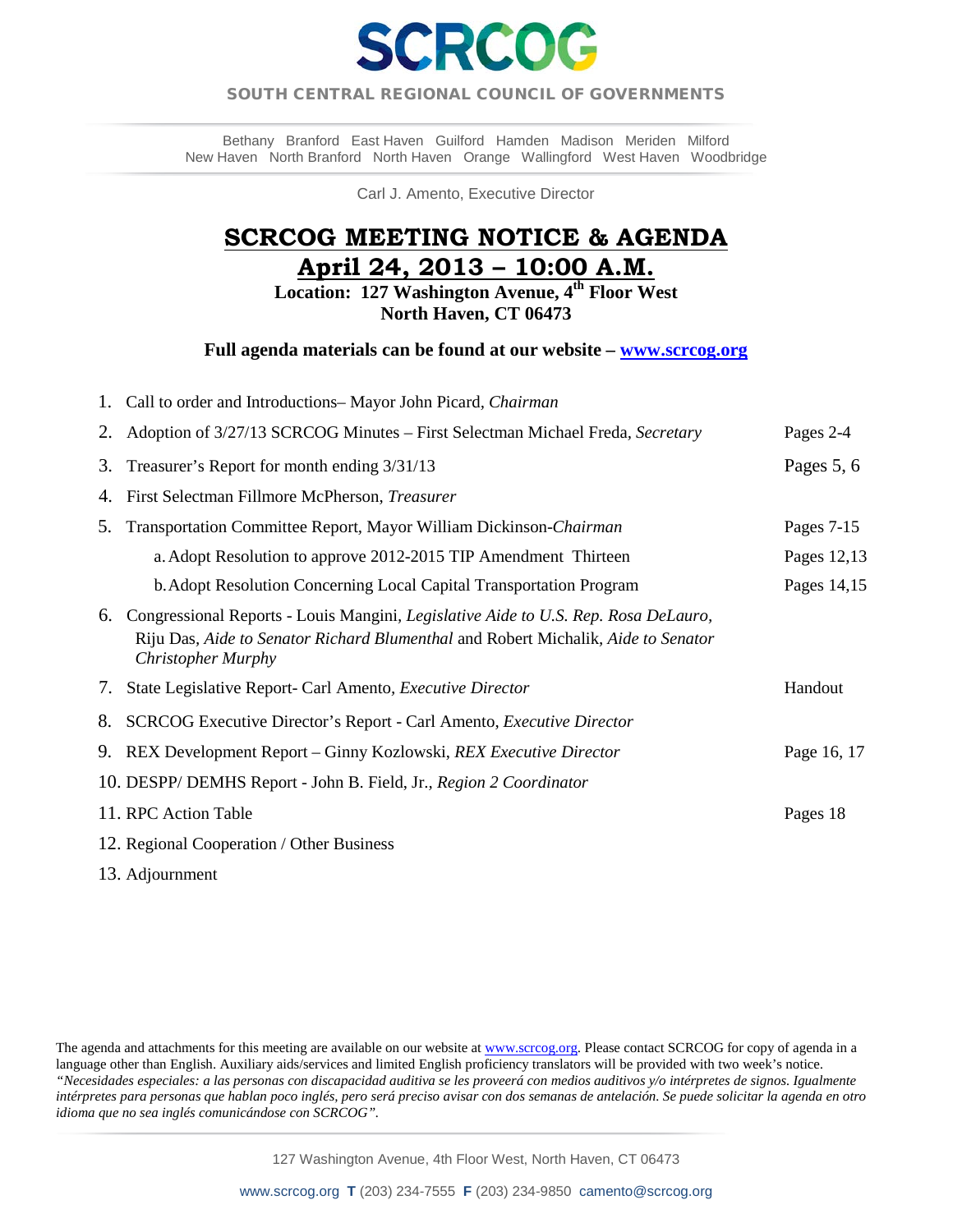# SCRCOG

**SOUTH CENTRAL REGIONAL COUNCIL OF GOVERNMENTS**

Bethany Branford East Haven Guilford Hamden Madison Meriden Milford
New Haven North Branford North Haven Orange Wallingford West Haven Woodbridge

Carl J. Amento, Executive Director

## SCRCOG MEETING NOTICE & AGENDA
## April 24, 2013 – 10:00 A.M.

**Location: 127 Washington Avenue, 4th Floor West**
**North Haven, CT 06473**

**Full agenda materials can be found at our website – www.scrcog.org**

| | Item | Pages |
|---|---|---|
| 1. | Call to order and Introductions– Mayor John Picard, *Chairman* | |
| 2. | Adoption of 3/27/13 SCRCOG Minutes – First Selectman Michael Freda, *Secretary* | Pages 2-4 |
| 3. | Treasurer's Report for month ending 3/31/13 | Pages 5, 6 |
| 4. | First Selectman Fillmore McPherson, *Treasurer* | |
| 5. | Transportation Committee Report, Mayor William Dickinson-*Chairman* | Pages 7-15 |
| | a. Adopt Resolution to approve 2012-2015 TIP Amendment Thirteen | Pages 12,13 |
| | b. Adopt Resolution Concerning Local Capital Transportation Program | Pages 14,15 |
| 6. | Congressional Reports - Louis Mangini, *Legislative Aide to U.S. Rep. Rosa DeLauro*, Riju Das, *Aide to Senator Richard Blumenthal* and Robert Michalik, *Aide to Senator Christopher Murphy* | |
| 7. | State Legislative Report- Carl Amento, *Executive Director* | Handout |
| 8. | SCRCOG Executive Director's Report - Carl Amento, *Executive Director* | |
| 9. | REX Development Report – Ginny Kozlowski, *REX Executive Director* | Page 16, 17 |
| 10. | DESPP/ DEMHS Report - John B. Field, Jr., *Region 2 Coordinator* | |
| 11. | RPC Action Table | Pages 18 |
| 12. | Regional Cooperation / Other Business | |
| 13. | Adjournment | |

The agenda and attachments for this meeting are available on our website at www.scrcog.org. Please contact SCRCOG for copy of agenda in a language other than English. Auxiliary aids/services and limited English proficiency translators will be provided with two week's notice. *"Necesidades especiales: a las personas con discapacidad auditiva se les proveerá con medios auditivos y/o intérpretes de signos. Igualmente intérpretes para personas que hablan poco inglés, pero será preciso avisar con dos semanas de antelación. Se puede solicitar la agenda en otro idioma que no sea inglés comunicándose con SCRCOG".*

127 Washington Avenue, 4th Floor West, North Haven, CT 06473

www.scrcog.org **T** (203) 234-7555 **F** (203) 234-9850 camento@scrcog.org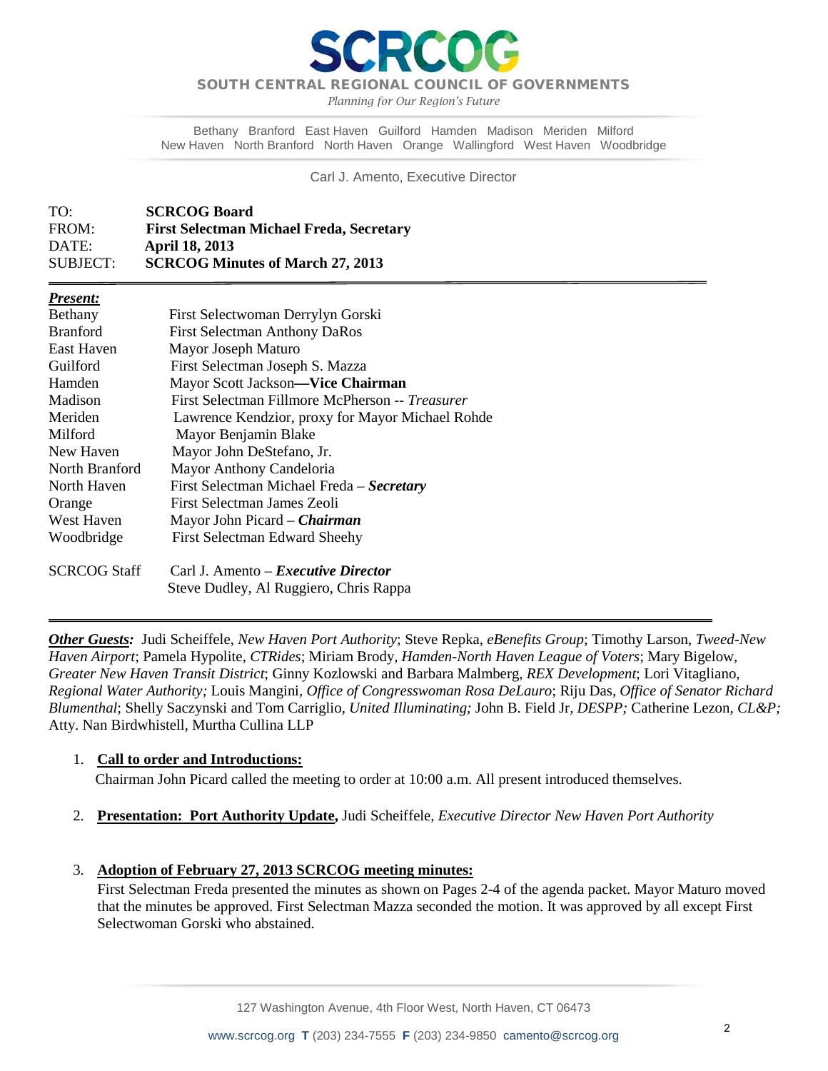# SCRCOG

**SOUTH CENTRAL REGIONAL COUNCIL OF GOVERNMENTS**

*Planning for Our Region's Future*

Bethany Branford East Haven Guilford Hamden Madison Meriden Milford
New Haven North Branford North Haven Orange Wallingford West Haven Woodbridge

Carl J. Amento, Executive Director

| | |
|---|---|
| TO: | **SCRCOG Board** |
| FROM: | **First Selectman Michael Freda, Secretary** |
| DATE: | **April 18, 2013** |
| SUBJECT: | **SCRCOG Minutes of March 27, 2013** |

***Present:***

| | |
|---|---|
| Bethany | First Selectwoman Derrylyn Gorski |
| Branford | First Selectman Anthony DaRos |
| East Haven | Mayor Joseph Maturo |
| Guilford | First Selectman Joseph S. Mazza |
| Hamden | Mayor Scott Jackson—**Vice Chairman** |
| Madison | First Selectman Fillmore McPherson -- *Treasurer* |
| Meriden | Lawrence Kendzior, proxy for Mayor Michael Rohde |
| Milford | Mayor Benjamin Blake |
| New Haven | Mayor John DeStefano, Jr. |
| North Branford | Mayor Anthony Candeloria |
| North Haven | First Selectman Michael Freda – ***Secretary*** |
| Orange | First Selectman James Zeoli |
| West Haven | Mayor John Picard – ***Chairman*** |
| Woodbridge | First Selectman Edward Sheehy |
| SCRCOG Staff | Carl J. Amento – ***Executive Director*** |
| | Steve Dudley, Al Ruggiero, Chris Rappa |

***Other Guests:*** Judi Scheiffele, *New Haven Port Authority*; Steve Repka, *eBenefits Group*; Timothy Larson, *Tweed-New Haven Airport*; Pamela Hypolite, *CTRides*; Miriam Brody, *Hamden-North Haven League of Voters*; Mary Bigelow, *Greater New Haven Transit District*; Ginny Kozlowski and Barbara Malmberg, *REX Development*; Lori Vitagliano, *Regional Water Authority;* Louis Mangini, *Office of Congresswoman Rosa DeLauro*; Riju Das, *Office of Senator Richard Blumenthal*; Shelly Saczynski and Tom Carriglio, *United Illuminating;* John B. Field Jr*, DESPP;* Catherine Lezon, *CL&P;* Atty. Nan Birdwhistell, Murtha Cullina LLP

1. **Call to order and Introductions:**
   Chairman John Picard called the meeting to order at 10:00 a.m. All present introduced themselves.

2. **Presentation: Port Authority Update,** Judi Scheiffele, *Executive Director New Haven Port Authority*

3. **Adoption of February 27, 2013 SCRCOG meeting minutes:**
   First Selectman Freda presented the minutes as shown on Pages 2-4 of the agenda packet. Mayor Maturo moved that the minutes be approved. First Selectman Mazza seconded the motion. It was approved by all except First Selectwoman Gorski who abstained.

127 Washington Avenue, 4th Floor West, North Haven, CT 06473

www.scrcog.org **T** (203) 234-7555 **F** (203) 234-9850 camento@scrcog.org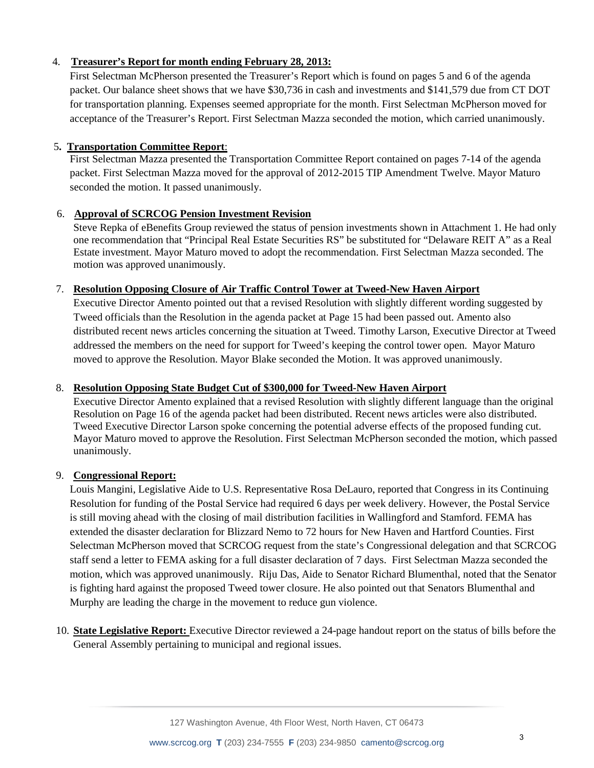4. **Treasurer's Report for month ending February 28, 2013:**

First Selectman McPherson presented the Treasurer's Report which is found on pages 5 and 6 of the agenda packet. Our balance sheet shows that we have $30,736 in cash and investments and $141,579 due from CT DOT for transportation planning. Expenses seemed appropriate for the month. First Selectman McPherson moved for acceptance of the Treasurer's Report. First Selectman Mazza seconded the motion, which carried unanimously.

5. **Transportation Committee Report**:

First Selectman Mazza presented the Transportation Committee Report contained on pages 7-14 of the agenda packet. First Selectman Mazza moved for the approval of 2012-2015 TIP Amendment Twelve. Mayor Maturo seconded the motion. It passed unanimously.

6. **Approval of SCRCOG Pension Investment Revision**

Steve Repka of eBenefits Group reviewed the status of pension investments shown in Attachment 1. He had only one recommendation that "Principal Real Estate Securities RS" be substituted for "Delaware REIT A" as a Real Estate investment. Mayor Maturo moved to adopt the recommendation. First Selectman Mazza seconded. The motion was approved unanimously.

7. **Resolution Opposing Closure of Air Traffic Control Tower at Tweed-New Haven Airport**

Executive Director Amento pointed out that a revised Resolution with slightly different wording suggested by Tweed officials than the Resolution in the agenda packet at Page 15 had been passed out. Amento also distributed recent news articles concerning the situation at Tweed. Timothy Larson, Executive Director at Tweed addressed the members on the need for support for Tweed's keeping the control tower open. Mayor Maturo moved to approve the Resolution. Mayor Blake seconded the Motion. It was approved unanimously.

8. **Resolution Opposing State Budget Cut of $300,000 for Tweed-New Haven Airport**

Executive Director Amento explained that a revised Resolution with slightly different language than the original Resolution on Page 16 of the agenda packet had been distributed. Recent news articles were also distributed. Tweed Executive Director Larson spoke concerning the potential adverse effects of the proposed funding cut. Mayor Maturo moved to approve the Resolution. First Selectman McPherson seconded the motion, which passed unanimously.

9. **Congressional Report:**

Louis Mangini, Legislative Aide to U.S. Representative Rosa DeLauro, reported that Congress in its Continuing Resolution for funding of the Postal Service had required 6 days per week delivery. However, the Postal Service is still moving ahead with the closing of mail distribution facilities in Wallingford and Stamford. FEMA has extended the disaster declaration for Blizzard Nemo to 72 hours for New Haven and Hartford Counties. First Selectman McPherson moved that SCRCOG request from the state's Congressional delegation and that SCRCOG staff send a letter to FEMA asking for a full disaster declaration of 7 days. First Selectman Mazza seconded the motion, which was approved unanimously. Riju Das, Aide to Senator Richard Blumenthal, noted that the Senator is fighting hard against the proposed Tweed tower closure. He also pointed out that Senators Blumenthal and Murphy are leading the charge in the movement to reduce gun violence.

10. **State Legislative Report:** Executive Director reviewed a 24-page handout report on the status of bills before the General Assembly pertaining to municipal and regional issues.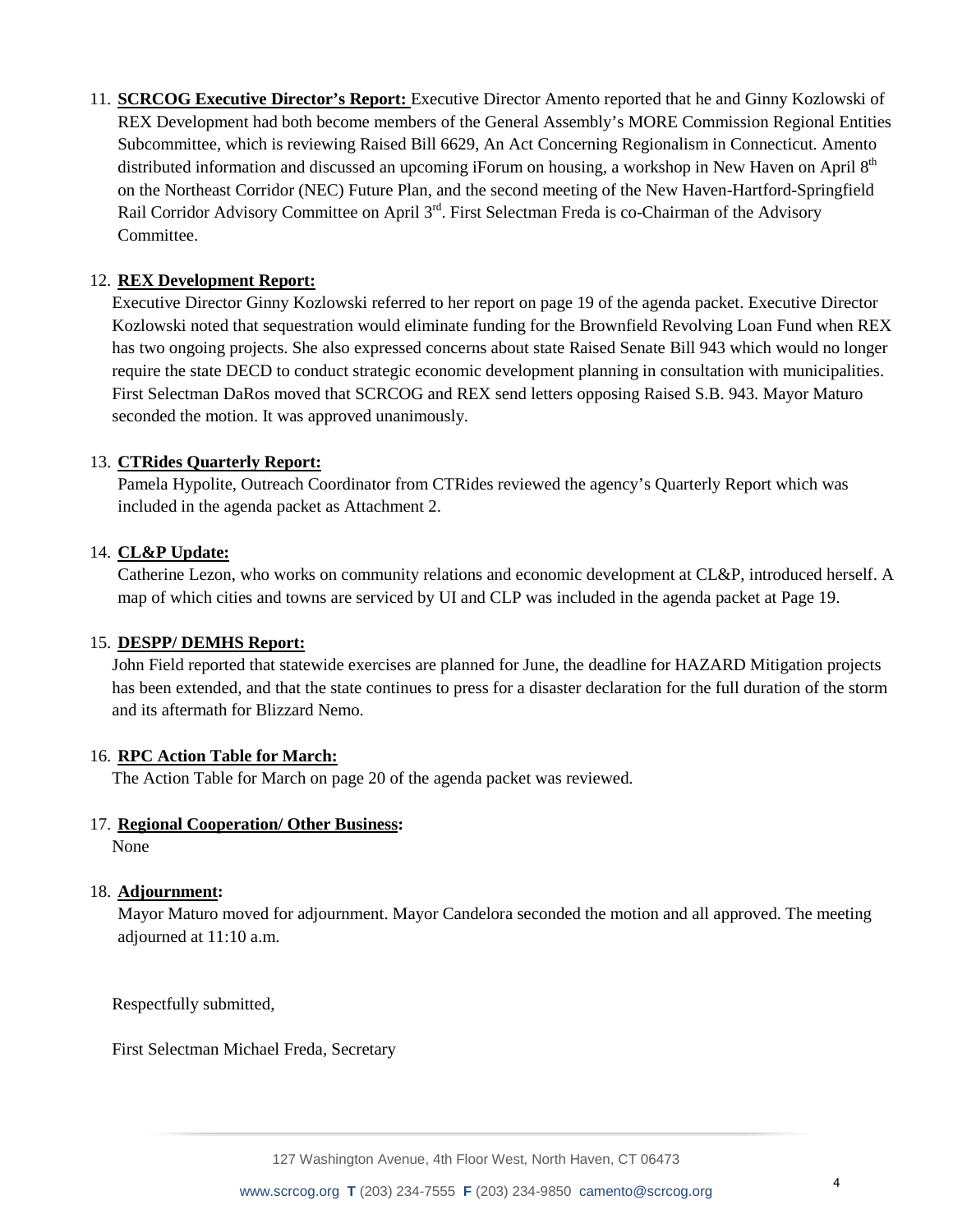11. **SCRCOG Executive Director's Report:** Executive Director Amento reported that he and Ginny Kozlowski of REX Development had both become members of the General Assembly's MORE Commission Regional Entities Subcommittee, which is reviewing Raised Bill 6629, An Act Concerning Regionalism in Connecticut. Amento distributed information and discussed an upcoming iForum on housing, a workshop in New Haven on April 8th on the Northeast Corridor (NEC) Future Plan, and the second meeting of the New Haven-Hartford-Springfield Rail Corridor Advisory Committee on April 3rd. First Selectman Freda is co-Chairman of the Advisory Committee.

12. **REX Development Report:**
Executive Director Ginny Kozlowski referred to her report on page 19 of the agenda packet. Executive Director Kozlowski noted that sequestration would eliminate funding for the Brownfield Revolving Loan Fund when REX has two ongoing projects. She also expressed concerns about state Raised Senate Bill 943 which would no longer require the state DECD to conduct strategic economic development planning in consultation with municipalities. First Selectman DaRos moved that SCRCOG and REX send letters opposing Raised S.B. 943. Mayor Maturo seconded the motion. It was approved unanimously.

13. **CTRides Quarterly Report:**
Pamela Hypolite, Outreach Coordinator from CTRides reviewed the agency's Quarterly Report which was included in the agenda packet as Attachment 2.

14. **CL&P Update:**
Catherine Lezon, who works on community relations and economic development at CL&P, introduced herself. A map of which cities and towns are serviced by UI and CLP was included in the agenda packet at Page 19.

15. **DESPP/ DEMHS Report:**
John Field reported that statewide exercises are planned for June, the deadline for HAZARD Mitigation projects has been extended, and that the state continues to press for a disaster declaration for the full duration of the storm and its aftermath for Blizzard Nemo.

16. **RPC Action Table for March:**
The Action Table for March on page 20 of the agenda packet was reviewed.

17. **Regional Cooperation/ Other Business:**
None

18. **Adjournment:**
Mayor Maturo moved for adjournment. Mayor Candelora seconded the motion and all approved. The meeting adjourned at 11:10 a.m.

Respectfully submitted,

First Selectman Michael Freda, Secretary

127 Washington Avenue, 4th Floor West, North Haven, CT 06473

www.scrcog.org **T** (203) 234-7555 **F** (203) 234-9850 camento@scrcog.org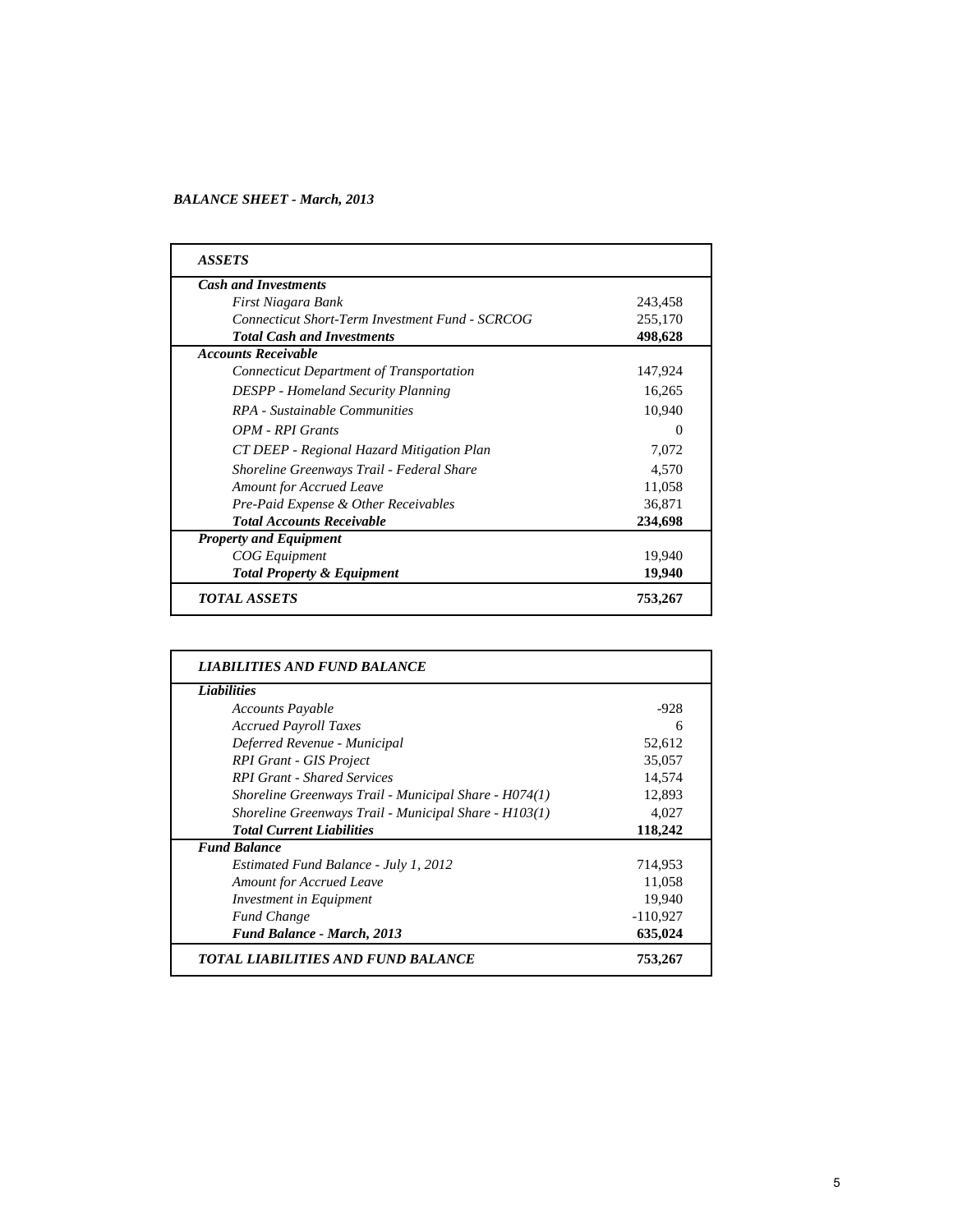***BALANCE SHEET - March, 2013***

| ***ASSETS*** | |
|---|---|
| ***Cash and Investments*** | |
| *First Niagara Bank* | 243,458 |
| *Connecticut Short-Term Investment Fund - SCRCOG* | 255,170 |
| ***Total Cash and Investments*** | **498,628** |
| ***Accounts Receivable*** | |
| *Connecticut Department of Transportation* | 147,924 |
| *DESPP - Homeland Security Planning* | 16,265 |
| *RPA - Sustainable Communities* | 10,940 |
| *OPM - RPI Grants* | 0 |
| *CT DEEP - Regional Hazard Mitigation Plan* | 7,072 |
| *Shoreline Greenways Trail - Federal Share* | 4,570 |
| *Amount for Accrued Leave* | 11,058 |
| *Pre-Paid Expense & Other Receivables* | 36,871 |
| ***Total Accounts Receivable*** | **234,698** |
| ***Property and Equipment*** | |
| *COG Equipment* | 19,940 |
| ***Total Property & Equipment*** | **19,940** |
| ***TOTAL ASSETS*** | **753,267** |

| ***LIABILITIES AND FUND BALANCE*** | |
|---|---|
| ***Liabilities*** | |
| *Accounts Payable* | -928 |
| *Accrued Payroll Taxes* | 6 |
| *Deferred Revenue - Municipal* | 52,612 |
| *RPI Grant - GIS Project* | 35,057 |
| *RPI Grant - Shared Services* | 14,574 |
| *Shoreline Greenways Trail - Municipal Share - H074(1)* | 12,893 |
| *Shoreline Greenways Trail - Municipal Share - H103(1)* | 4,027 |
| ***Total Current Liabilities*** | **118,242** |
| ***Fund Balance*** | |
| *Estimated Fund Balance - July 1, 2012* | 714,953 |
| *Amount for Accrued Leave* | 11,058 |
| *Investment in Equipment* | 19,940 |
| *Fund Change* | -110,927 |
| ***Fund Balance - March, 2013*** | **635,024** |
| ***TOTAL LIABILITIES AND FUND BALANCE*** | **753,267** |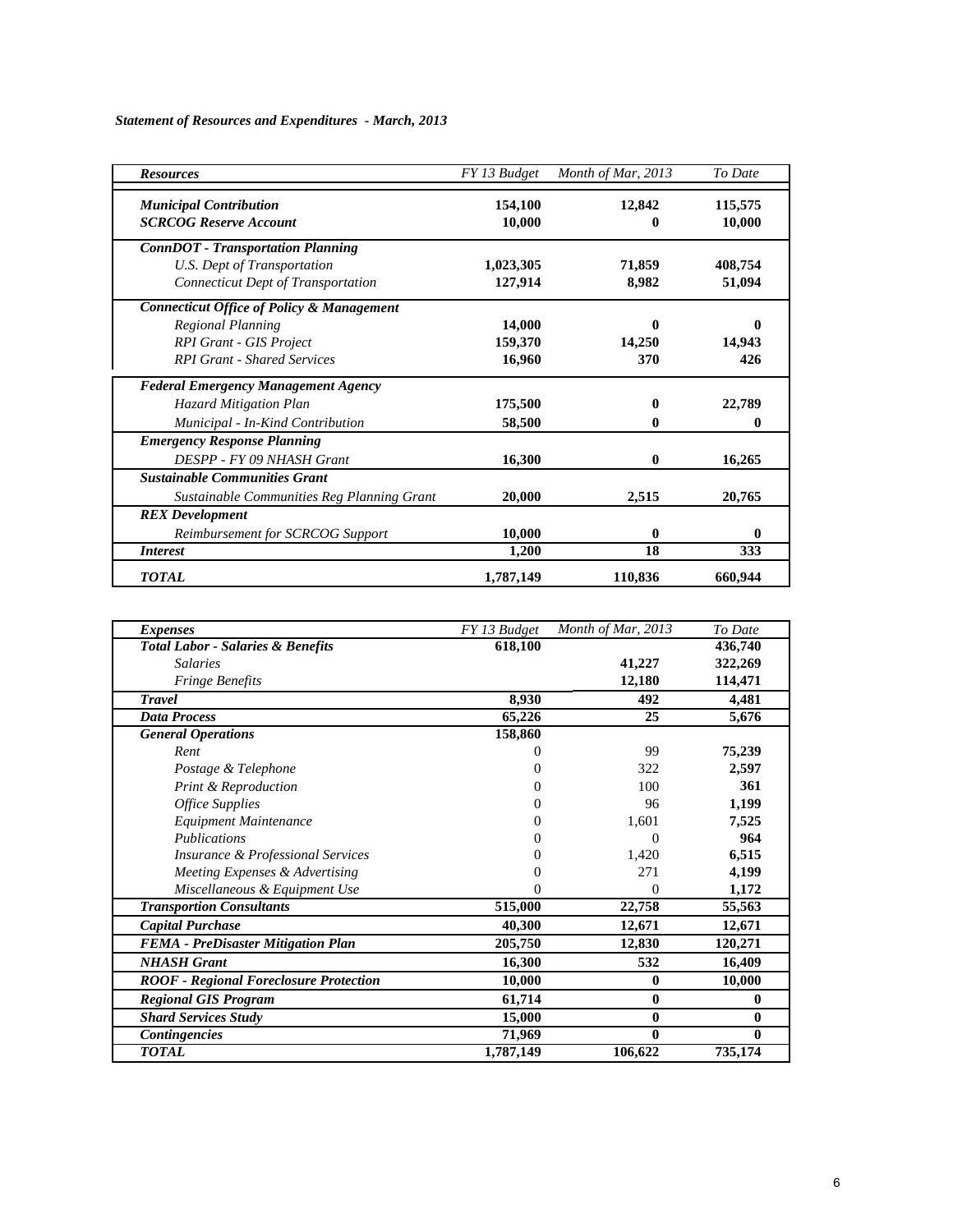***Statement of Resources and Expenditures - March, 2013***

| *Resources* | *FY 13 Budget* | *Month of Mar, 2013* | *To Date* |
|---|---|---|---|
| ***Municipal Contribution*** | **154,100** | **12,842** | **115,575** |
| ***SCRCOG Reserve Account*** | **10,000** | **0** | **10,000** |
| ***ConnDOT - Transportation Planning*** | | | |
| *U.S. Dept of Transportation* | **1,023,305** | **71,859** | **408,754** |
| *Connecticut Dept of Transportation* | **127,914** | **8,982** | **51,094** |
| ***Connecticut Office of Policy & Management*** | | | |
| *Regional Planning* | **14,000** | **0** | **0** |
| *RPI Grant - GIS Project* | **159,370** | **14,250** | **14,943** |
| *RPI Grant - Shared Services* | **16,960** | **370** | **426** |
| ***Federal Emergency Management Agency*** | | | |
| *Hazard Mitigation Plan* | **175,500** | **0** | **22,789** |
| *Municipal - In-Kind Contribution* | **58,500** | **0** | **0** |
| ***Emergency Response Planning*** | | | |
| *DESPP - FY 09 NHASH Grant* | **16,300** | **0** | **16,265** |
| ***Sustainable Communities Grant*** | | | |
| *Sustainable Communities Reg Planning Grant* | **20,000** | **2,515** | **20,765** |
| ***REX Development*** | | | |
| *Reimbursement for SCRCOG Support* | **10,000** | **0** | **0** |
| ***Interest*** | **1,200** | **18** | **333** |
| ***TOTAL*** | **1,787,149** | **110,836** | **660,944** |

| *Expenses* | *FY 13 Budget* | *Month of Mar, 2013* | *To Date* |
|---|---|---|---|
| ***Total Labor - Salaries & Benefits*** | **618,100** | | **436,740** |
| *Salaries* | | **41,227** | **322,269** |
| *Fringe Benefits* | | **12,180** | **114,471** |
| ***Travel*** | **8,930** | **492** | **4,481** |
| ***Data Process*** | **65,226** | **25** | **5,676** |
| ***General Operations*** | **158,860** | | |
| *Rent* | 0 | 99 | **75,239** |
| *Postage & Telephone* | 0 | 322 | **2,597** |
| *Print & Reproduction* | 0 | 100 | **361** |
| *Office Supplies* | 0 | 96 | **1,199** |
| *Equipment Maintenance* | 0 | 1,601 | **7,525** |
| *Publications* | 0 | 0 | **964** |
| *Insurance & Professional Services* | 0 | 1,420 | **6,515** |
| *Meeting Expenses & Advertising* | 0 | 271 | **4,199** |
| *Miscellaneous & Equipment Use* | 0 | 0 | **1,172** |
| ***Transportion Consultants*** | **515,000** | **22,758** | **55,563** |
| ***Capital Purchase*** | **40,300** | **12,671** | **12,671** |
| ***FEMA - PreDisaster Mitigation Plan*** | **205,750** | **12,830** | **120,271** |
| ***NHASH Grant*** | **16,300** | **532** | **16,409** |
| ***ROOF - Regional Foreclosure Protection*** | **10,000** | **0** | **10,000** |
| ***Regional GIS Program*** | **61,714** | **0** | **0** |
| ***Shard Services Study*** | **15,000** | **0** | **0** |
| ***Contingencies*** | **71,969** | **0** | **0** |
| ***TOTAL*** | **1,787,149** | **106,622** | **735,174** |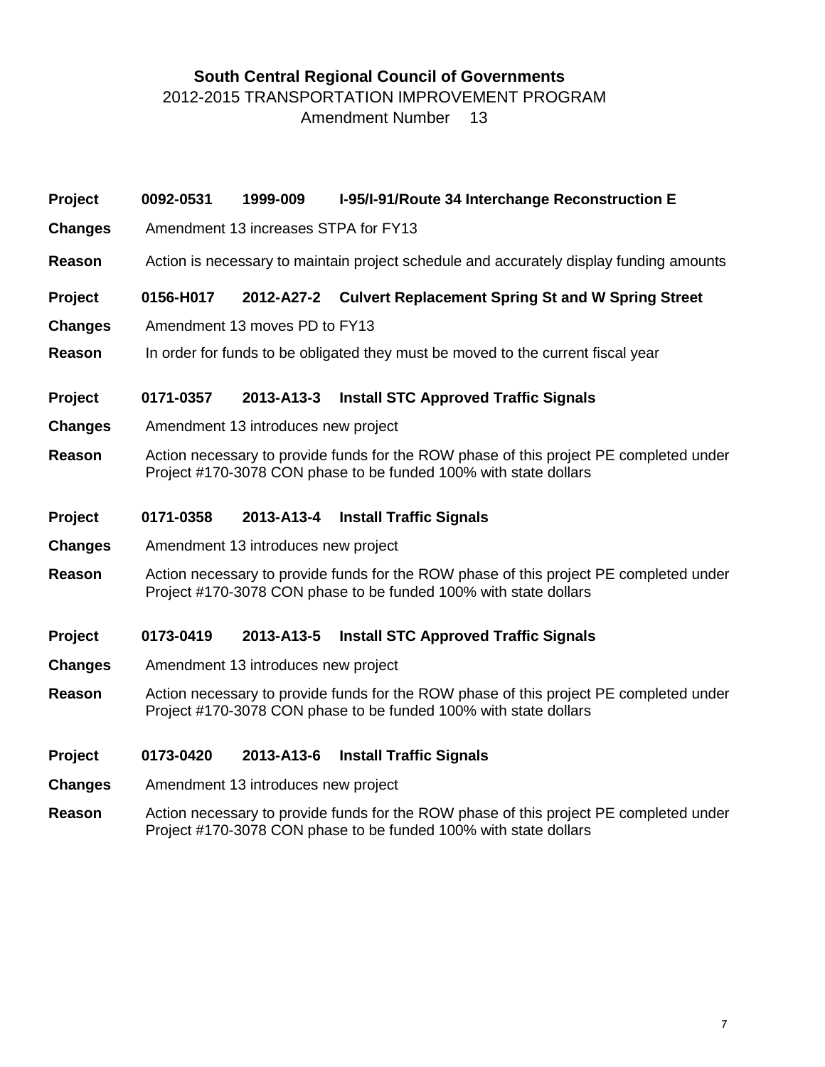**South Central Regional Council of Governments**

2012-2015 TRANSPORTATION IMPROVEMENT PROGRAM

Amendment Number 13

**Project** **0092-0531** **1999-009** **I-95/I-91/Route 34 Interchange Reconstruction E**

**Changes** Amendment 13 increases STPA for FY13

**Reason** Action is necessary to maintain project schedule and accurately display funding amounts

**Project** **0156-H017** **2012-A27-2** **Culvert Replacement Spring St and W Spring Street**

**Changes** Amendment 13 moves PD to FY13

**Reason** In order for funds to be obligated they must be moved to the current fiscal year

**Project** **0171-0357** **2013-A13-3** **Install STC Approved Traffic Signals**

**Changes** Amendment 13 introduces new project

**Reason** Action necessary to provide funds for the ROW phase of this project PE completed under Project #170-3078 CON phase to be funded 100% with state dollars

**Project** **0171-0358** **2013-A13-4** **Install Traffic Signals**

**Changes** Amendment 13 introduces new project

**Reason** Action necessary to provide funds for the ROW phase of this project PE completed under Project #170-3078 CON phase to be funded 100% with state dollars

**Project** **0173-0419** **2013-A13-5** **Install STC Approved Traffic Signals**

**Changes** Amendment 13 introduces new project

**Reason** Action necessary to provide funds for the ROW phase of this project PE completed under Project #170-3078 CON phase to be funded 100% with state dollars

**Project** **0173-0420** **2013-A13-6** **Install Traffic Signals**

**Changes** Amendment 13 introduces new project

**Reason** Action necessary to provide funds for the ROW phase of this project PE completed under Project #170-3078 CON phase to be funded 100% with state dollars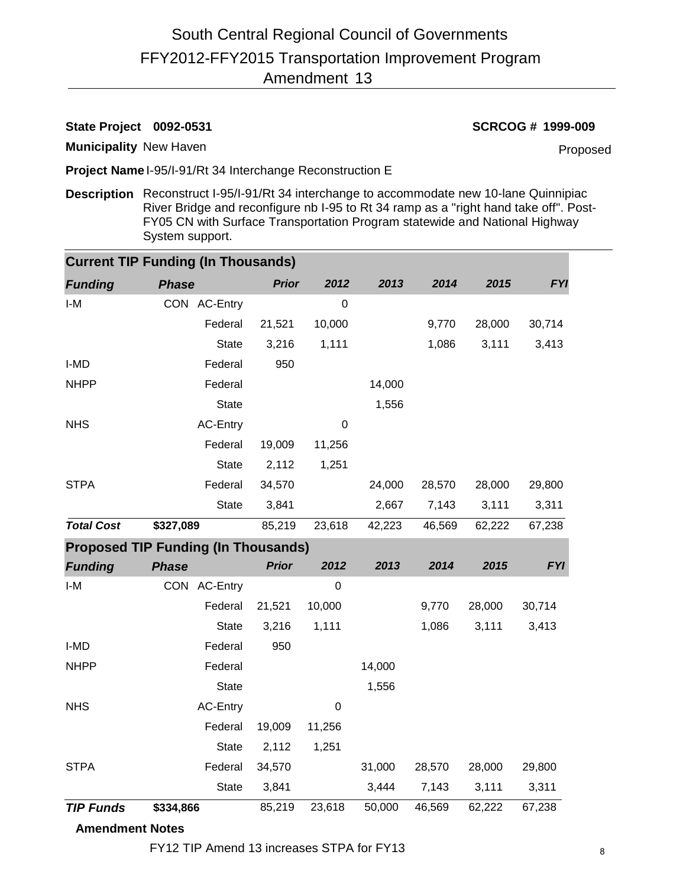# South Central Regional Council of Governments
## FFY2012-FFY2015 Transportation Improvement Program
## Amendment 13

**State Project** **0092-0531** | **SCRCOG # 1999-009**

**Municipality** New Haven | Proposed

**Project Name** I-95/I-91/Rt 34 Interchange Reconstruction E

**Description** Reconstruct I-95/I-91/Rt 34 interchange to accommodate new 10-lane Quinnipiac River Bridge and reconfigure nb I-95 to Rt 34 ramp as a "right hand take off". Post-FY05 CN with Surface Transportation Program statewide and National Highway System support.

### Current TIP Funding (In Thousands)

| *Funding* | *Phase* | | *Prior* | *2012* | *2013* | *2014* | *2015* | *FYI* |
|---|---|---|---|---|---|---|---|---|
| I-M | CON | AC-Entry | | 0 | | | | |
| | | Federal | 21,521 | 10,000 | | 9,770 | 28,000 | 30,714 |
| | | State | 3,216 | 1,111 | | 1,086 | 3,111 | 3,413 |
| I-MD | | Federal | 950 | | | | | |
| NHPP | | Federal | | | 14,000 | | | |
| | | State | | | 1,556 | | | |
| NHS | | AC-Entry | | 0 | | | | |
| | | Federal | 19,009 | 11,256 | | | | |
| | | State | 2,112 | 1,251 | | | | |
| STPA | | Federal | 34,570 | | 24,000 | 28,570 | 28,000 | 29,800 |
| | | State | 3,841 | | 2,667 | 7,143 | 3,111 | 3,311 |
| ***Total Cost*** | **$327,089** | | 85,219 | 23,618 | 42,223 | 46,569 | 62,222 | 67,238 |

### Proposed TIP Funding (In Thousands)

| *Funding* | *Phase* | | *Prior* | *2012* | *2013* | *2014* | *2015* | *FYI* |
|---|---|---|---|---|---|---|---|---|
| I-M | CON | AC-Entry | | 0 | | | | |
| | | Federal | 21,521 | 10,000 | | 9,770 | 28,000 | 30,714 |
| | | State | 3,216 | 1,111 | | 1,086 | 3,111 | 3,413 |
| I-MD | | Federal | 950 | | | | | |
| NHPP | | Federal | | | 14,000 | | | |
| | | State | | | 1,556 | | | |
| NHS | | AC-Entry | | 0 | | | | |
| | | Federal | 19,009 | 11,256 | | | | |
| | | State | 2,112 | 1,251 | | | | |
| STPA | | Federal | 34,570 | | 31,000 | 28,570 | 28,000 | 29,800 |
| | | State | 3,841 | | 3,444 | 7,143 | 3,111 | 3,311 |
| ***TIP Funds*** | **$334,866** | | 85,219 | 23,618 | 50,000 | 46,569 | 62,222 | 67,238 |

**Amendment Notes**

FY12 TIP Amend 13 increases STPA for FY13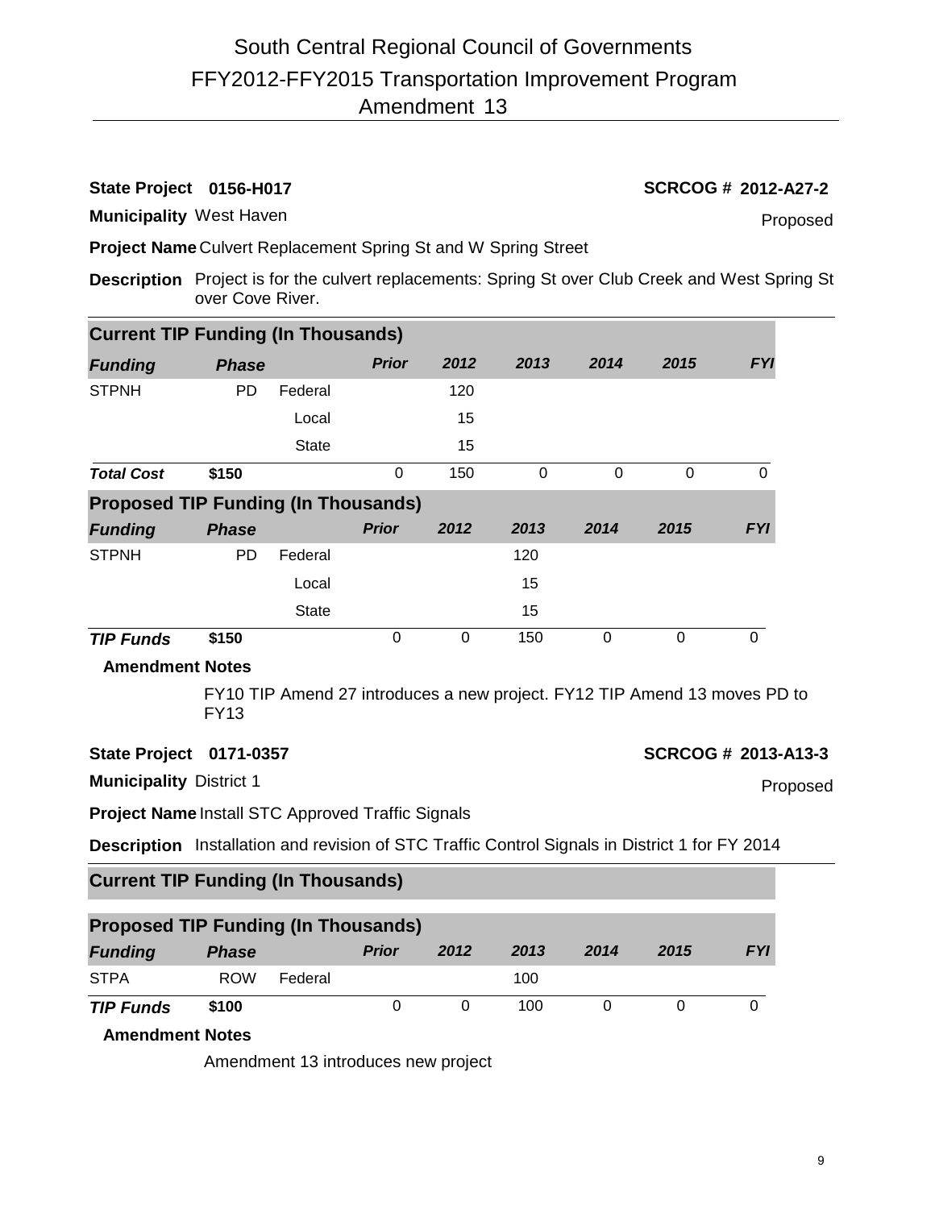# South Central Regional Council of Governments
## FFY2012-FFY2015 Transportation Improvement Program
## Amendment 13

**State Project** **0156-H017** **SCRCOG # 2012-A27-2**

**Municipality** West Haven — Proposed

**Project Name** Culvert Replacement Spring St and W Spring Street

**Description** Project is for the culvert replacements: Spring St over Club Creek and West Spring St over Cove River.

**Current TIP Funding (In Thousands)**

| *Funding* | *Phase* | | *Prior* | *2012* | *2013* | *2014* | *2015* | *FYI* |
|---|---|---|---|---|---|---|---|---|
| STPNH | PD | Federal | | 120 | | | | |
| | | Local | | 15 | | | | |
| | | State | | 15 | | | | |
| ***Total Cost*** | **$150** | | 0 | 150 | 0 | 0 | 0 | 0 |

**Proposed TIP Funding (In Thousands)**

| *Funding* | *Phase* | | *Prior* | *2012* | *2013* | *2014* | *2015* | *FYI* |
|---|---|---|---|---|---|---|---|---|
| STPNH | PD | Federal | | | 120 | | | |
| | | Local | | | 15 | | | |
| | | State | | | 15 | | | |
| ***TIP Funds*** | **$150** | | 0 | 0 | 150 | 0 | 0 | 0 |

**Amendment Notes**

FY10 TIP Amend 27 introduces a new project. FY12 TIP Amend 13 moves PD to FY13

**State Project** **0171-0357** **SCRCOG # 2013-A13-3**

**Municipality** District 1 — Proposed

**Project Name** Install STC Approved Traffic Signals

**Description** Installation and revision of STC Traffic Control Signals in District 1 for FY 2014

**Current TIP Funding (In Thousands)**

**Proposed TIP Funding (In Thousands)**

| *Funding* | *Phase* | | *Prior* | *2012* | *2013* | *2014* | *2015* | *FYI* |
|---|---|---|---|---|---|---|---|---|
| STPA | ROW | Federal | | | 100 | | | |
| ***TIP Funds*** | **$100** | | 0 | 0 | 100 | 0 | 0 | 0 |

**Amendment Notes**

Amendment 13 introduces new project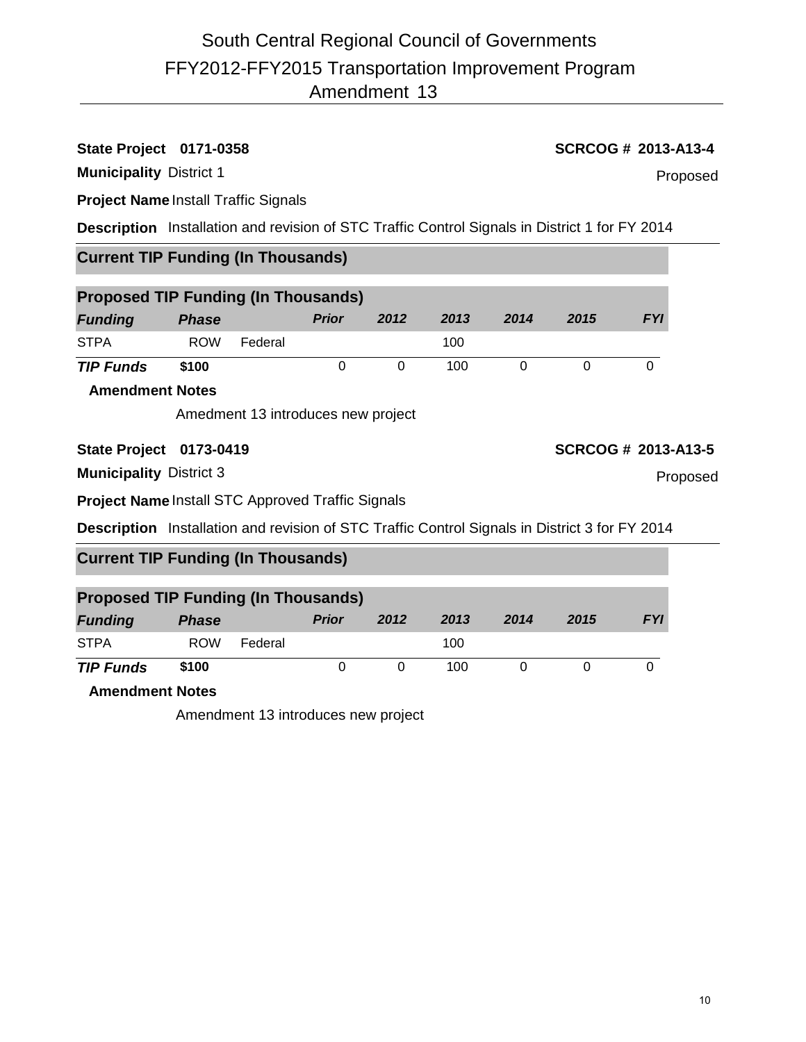# South Central Regional Council of Governments
# FFY2012-FFY2015 Transportation Improvement Program
# Amendment 13

**State Project 0171-0358** **SCRCOG # 2013-A13-4**

**Municipality** District 1 Proposed

**Project Name** Install Traffic Signals

**Description** Installation and revision of STC Traffic Control Signals in District 1 for FY 2014

### Current TIP Funding (In Thousands)

### Proposed TIP Funding (In Thousands)

| *Funding* | *Phase* | | *Prior* | *2012* | *2013* | *2014* | *2015* | *FYI* |
|---|---|---|---|---|---|---|---|---|
| STPA | ROW | Federal | | | 100 | | | |
| ***TIP Funds*** | **$100** | | 0 | 0 | 100 | 0 | 0 | 0 |

**Amendment Notes**

Amedment 13 introduces new project

**State Project 0173-0419** **SCRCOG # 2013-A13-5**

**Municipality** District 3 Proposed

**Project Name** Install STC Approved Traffic Signals

**Description** Installation and revision of STC Traffic Control Signals in District 3 for FY 2014

### Current TIP Funding (In Thousands)

### Proposed TIP Funding (In Thousands)

| *Funding* | *Phase* | | *Prior* | *2012* | *2013* | *2014* | *2015* | *FYI* |
|---|---|---|---|---|---|---|---|---|
| STPA | ROW | Federal | | | 100 | | | |
| ***TIP Funds*** | **$100** | | 0 | 0 | 100 | 0 | 0 | 0 |

**Amendment Notes**

Amendment 13 introduces new project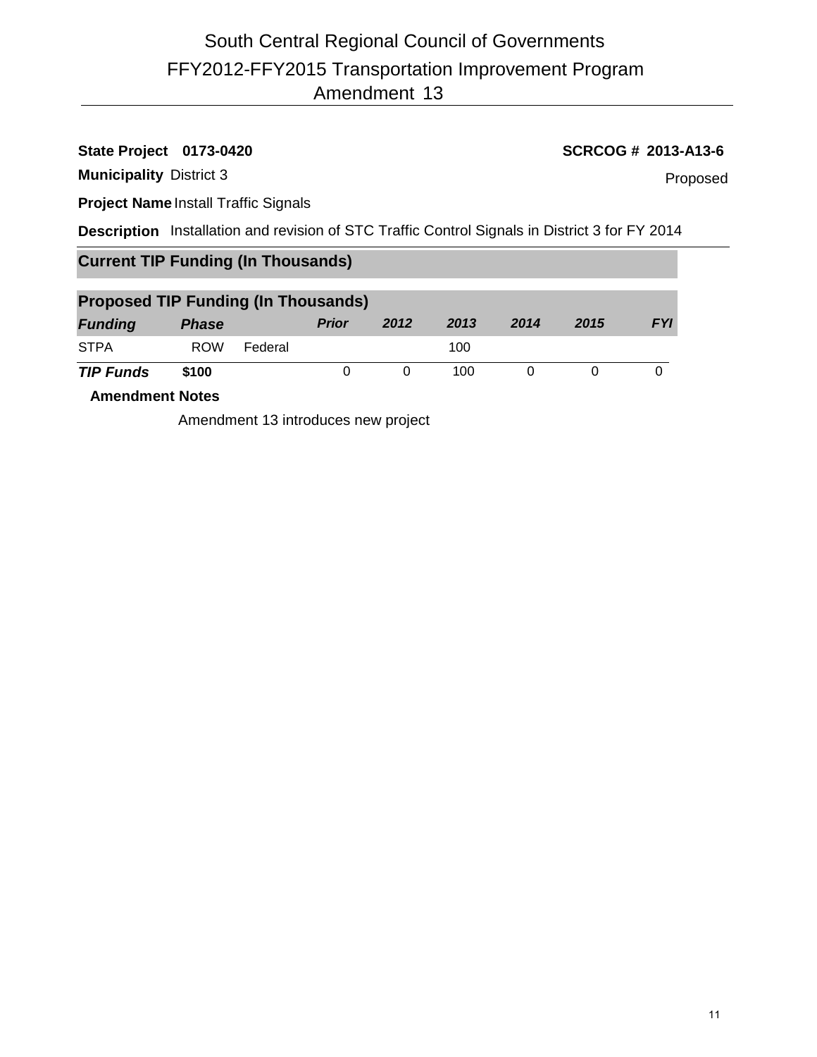# South Central Regional Council of Governments

## FFY2012-FFY2015 Transportation Improvement Program

## Amendment 13

**State Project 0173-0420** **SCRCOG # 2013-A13-6**

**Municipality** District 3 Proposed

**Project Name** Install Traffic Signals

**Description** Installation and revision of STC Traffic Control Signals in District 3 for FY 2014

### Current TIP Funding (In Thousands)

### Proposed TIP Funding (In Thousands)

| *Funding* | *Phase* | | *Prior* | *2012* | *2013* | *2014* | *2015* | *FYI* |
|---|---|---|---|---|---|---|---|---|
| STPA | ROW | Federal | | | 100 | | | |
| ***TIP Funds*** | **$100** | | 0 | 0 | 100 | 0 | 0 | 0 |

**Amendment Notes**

Amendment 13 introduces new project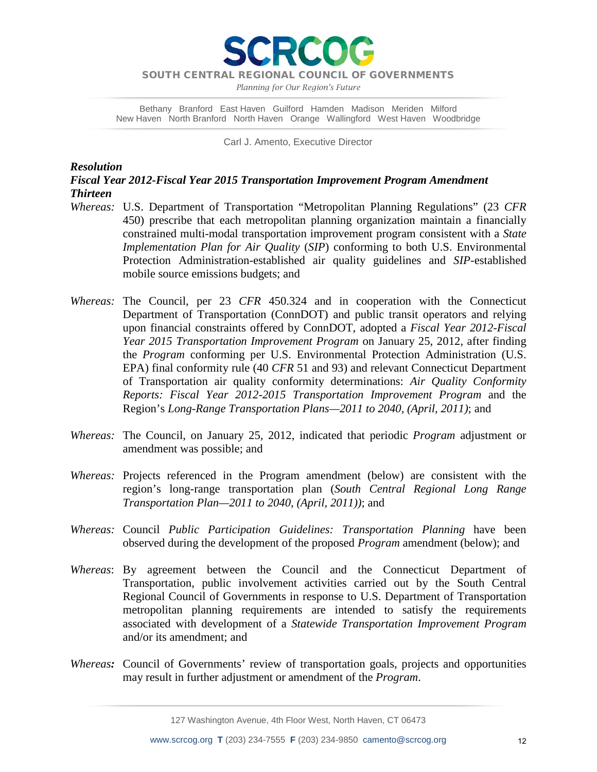# SCRCOG

**SOUTH CENTRAL REGIONAL COUNCIL OF GOVERNMENTS**

*Planning for Our Region's Future*

Bethany Branford East Haven Guilford Hamden Madison Meriden Milford
New Haven North Branford North Haven Orange Wallingford West Haven Woodbridge

Carl J. Amento, Executive Director

***Resolution***
***Fiscal Year 2012-Fiscal Year 2015 Transportation Improvement Program Amendment Thirteen***

*Whereas:* U.S. Department of Transportation "Metropolitan Planning Regulations" (23 *CFR* 450) prescribe that each metropolitan planning organization maintain a financially constrained multi-modal transportation improvement program consistent with a *State Implementation Plan for Air Quality* (*SIP*) conforming to both U.S. Environmental Protection Administration-established air quality guidelines and *SIP*-established mobile source emissions budgets; and

*Whereas:* The Council, per 23 *CFR* 450.324 and in cooperation with the Connecticut Department of Transportation (ConnDOT) and public transit operators and relying upon financial constraints offered by ConnDOT, adopted a *Fiscal Year 2012-Fiscal Year 2015 Transportation Improvement Program* on January 25, 2012, after finding the *Program* conforming per U.S. Environmental Protection Administration (U.S. EPA) final conformity rule (40 *CFR* 51 and 93) and relevant Connecticut Department of Transportation air quality conformity determinations: *Air Quality Conformity Reports: Fiscal Year 2012-2015 Transportation Improvement Program* and the Region's *Long-Range Transportation Plans—2011 to 2040, (April, 2011)*; and

*Whereas:* The Council, on January 25, 2012, indicated that periodic *Program* adjustment or amendment was possible; and

*Whereas:* Projects referenced in the Program amendment (below) are consistent with the region's long-range transportation plan (*South Central Regional Long Range Transportation Plan—2011 to 2040, (April, 2011)*); and

*Whereas:* Council *Public Participation Guidelines: Transportation Planning* have been observed during the development of the proposed *Program* amendment (below); and

*Whereas*: By agreement between the Council and the Connecticut Department of Transportation, public involvement activities carried out by the South Central Regional Council of Governments in response to U.S. Department of Transportation metropolitan planning requirements are intended to satisfy the requirements associated with development of a *Statewide Transportation Improvement Program* and/or its amendment; and

*Whereas:* Council of Governments' review of transportation goals, projects and opportunities may result in further adjustment or amendment of the *Program*.

127 Washington Avenue, 4th Floor West, North Haven, CT 06473

www.scrcog.org T (203) 234-7555 F (203) 234-9850 camento@scrcog.org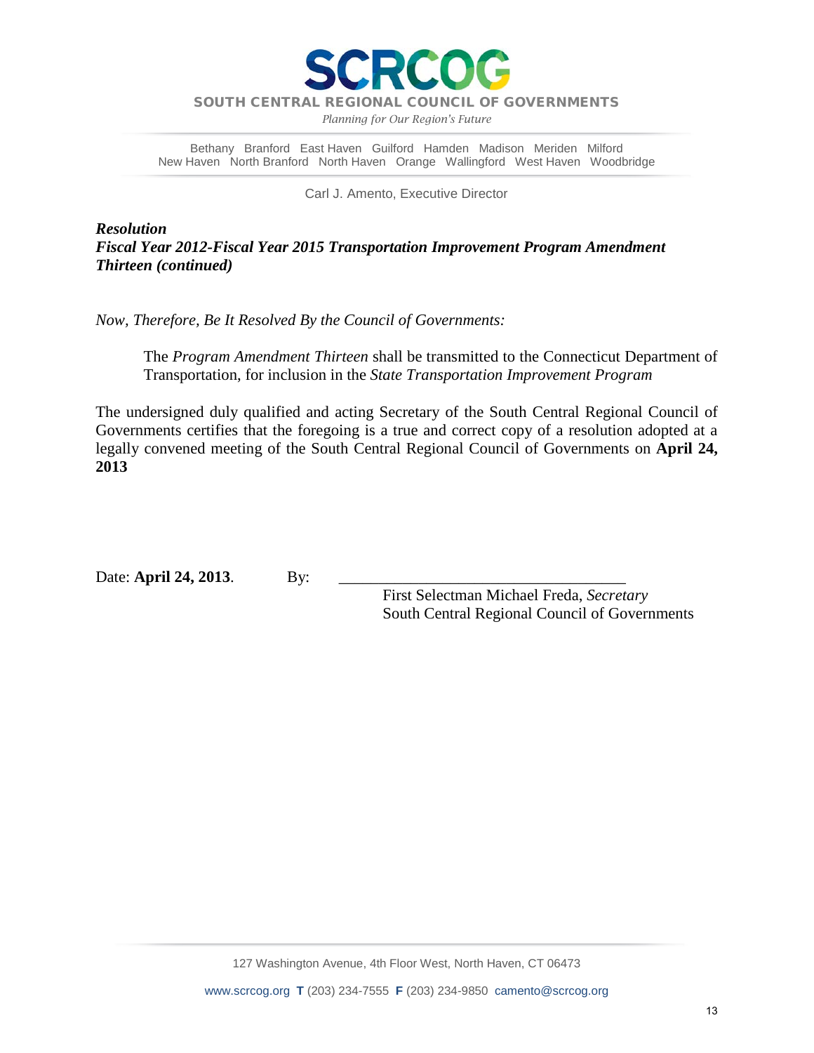# SCRCOG

**SOUTH CENTRAL REGIONAL COUNCIL OF GOVERNMENTS**

*Planning for Our Region's Future*

Bethany Branford East Haven Guilford Hamden Madison Meriden Milford
New Haven North Branford North Haven Orange Wallingford West Haven Woodbridge

Carl J. Amento, Executive Director

***Resolution***
***Fiscal Year 2012-Fiscal Year 2015 Transportation Improvement Program Amendment Thirteen (continued)***

*Now, Therefore, Be It Resolved By the Council of Governments:*

> The *Program Amendment Thirteen* shall be transmitted to the Connecticut Department of Transportation, for inclusion in the *State Transportation Improvement Program*

The undersigned duly qualified and acting Secretary of the South Central Regional Council of Governments certifies that the foregoing is a true and correct copy of a resolution adopted at a legally convened meeting of the South Central Regional Council of Governments on **April 24, 2013**

Date: **April 24, 2013**.  By: ____________________________________

First Selectman Michael Freda, *Secretary*
South Central Regional Council of Governments

127 Washington Avenue, 4th Floor West, North Haven, CT 06473

www.scrcog.org **T** (203) 234-7555 **F** (203) 234-9850 camento@scrcog.org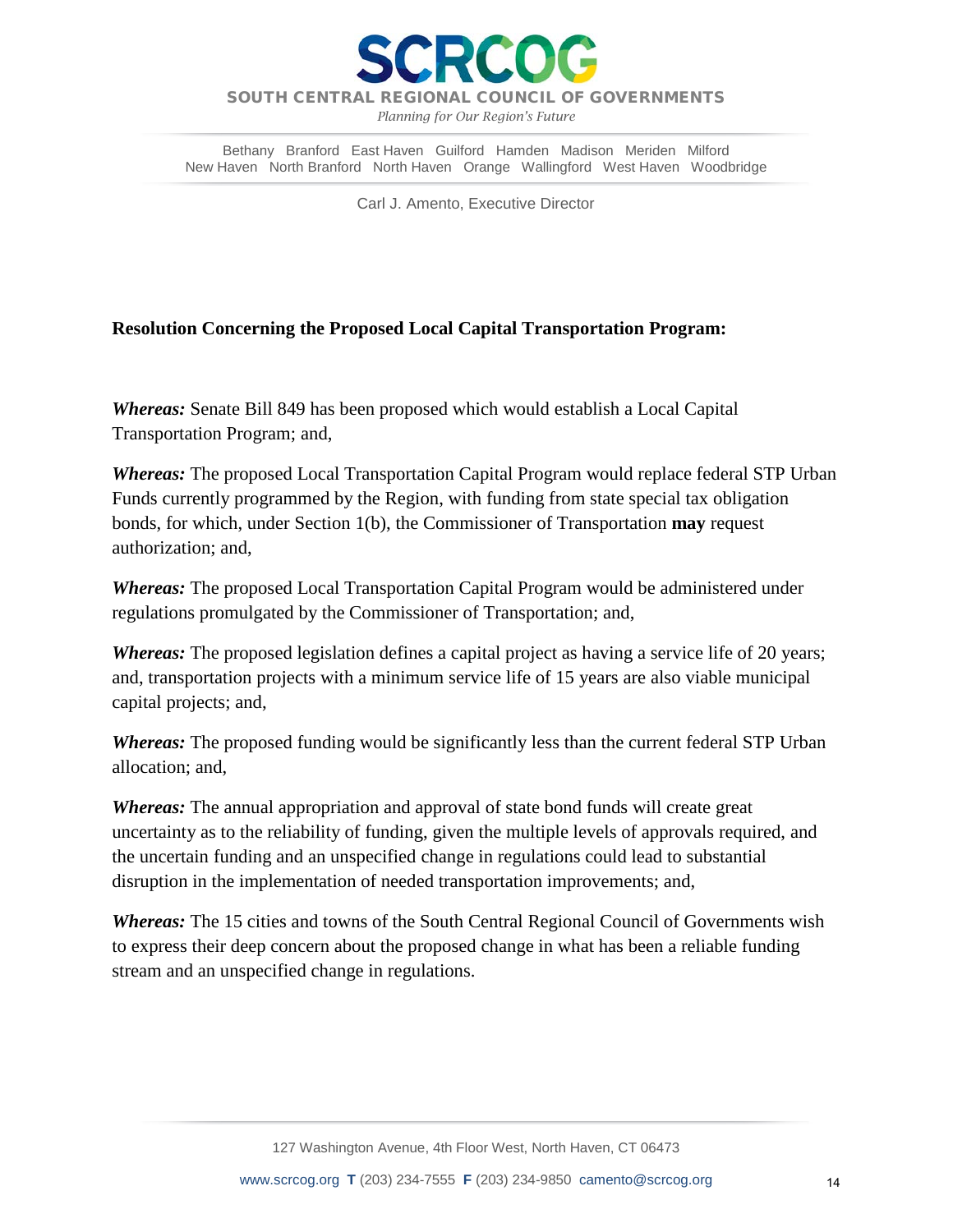# SCRCOG

**SOUTH CENTRAL REGIONAL COUNCIL OF GOVERNMENTS**

*Planning for Our Region's Future*

Bethany Branford East Haven Guilford Hamden Madison Meriden Milford
New Haven North Branford North Haven Orange Wallingford West Haven Woodbridge

Carl J. Amento, Executive Director

**Resolution Concerning the Proposed Local Capital Transportation Program:**

***Whereas:*** Senate Bill 849 has been proposed which would establish a Local Capital Transportation Program; and,

***Whereas:*** The proposed Local Transportation Capital Program would replace federal STP Urban Funds currently programmed by the Region, with funding from state special tax obligation bonds, for which, under Section 1(b), the Commissioner of Transportation **may** request authorization; and,

***Whereas:*** The proposed Local Transportation Capital Program would be administered under regulations promulgated by the Commissioner of Transportation; and,

***Whereas:*** The proposed legislation defines a capital project as having a service life of 20 years; and, transportation projects with a minimum service life of 15 years are also viable municipal capital projects; and,

***Whereas:*** The proposed funding would be significantly less than the current federal STP Urban allocation; and,

***Whereas:*** The annual appropriation and approval of state bond funds will create great uncertainty as to the reliability of funding, given the multiple levels of approvals required, and the uncertain funding and an unspecified change in regulations could lead to substantial disruption in the implementation of needed transportation improvements; and,

***Whereas:*** The 15 cities and towns of the South Central Regional Council of Governments wish to express their deep concern about the proposed change in what has been a reliable funding stream and an unspecified change in regulations.

127 Washington Avenue, 4th Floor West, North Haven, CT 06473

www.scrcog.org **T** (203) 234-7555 **F** (203) 234-9850 camento@scrcog.org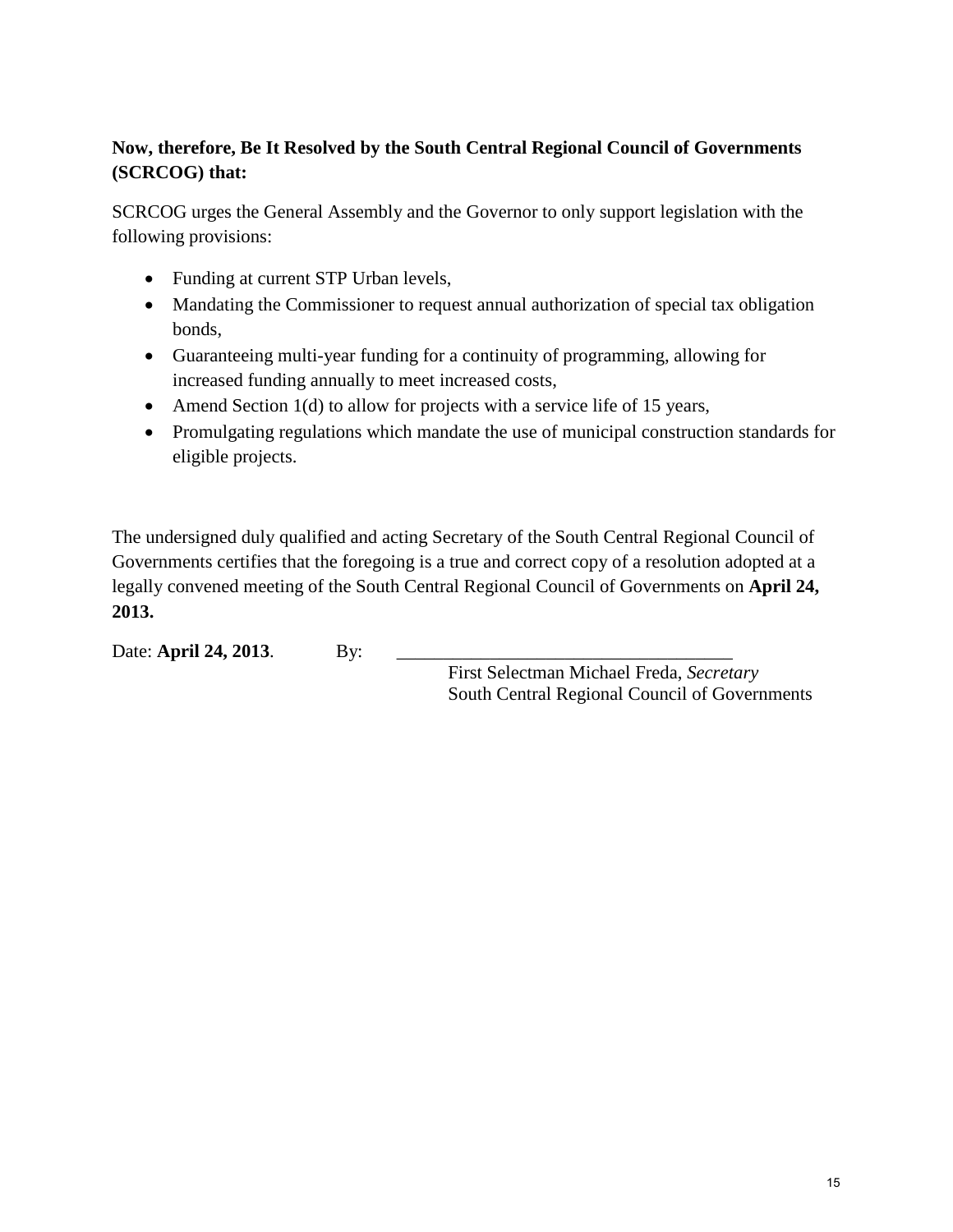**Now, therefore, Be It Resolved by the South Central Regional Council of Governments (SCRCOG) that:**

SCRCOG urges the General Assembly and the Governor to only support legislation with the following provisions:

- Funding at current STP Urban levels,
- Mandating the Commissioner to request annual authorization of special tax obligation bonds,
- Guaranteeing multi-year funding for a continuity of programming, allowing for increased funding annually to meet increased costs,
- Amend Section 1(d) to allow for projects with a service life of 15 years,
- Promulgating regulations which mandate the use of municipal construction standards for eligible projects.

The undersigned duly qualified and acting Secretary of the South Central Regional Council of Governments certifies that the foregoing is a true and correct copy of a resolution adopted at a legally convened meeting of the South Central Regional Council of Governments on **April 24, 2013.**

Date: **April 24, 2013**. By: ____________________________________

First Selectman Michael Freda, *Secretary*
South Central Regional Council of Governments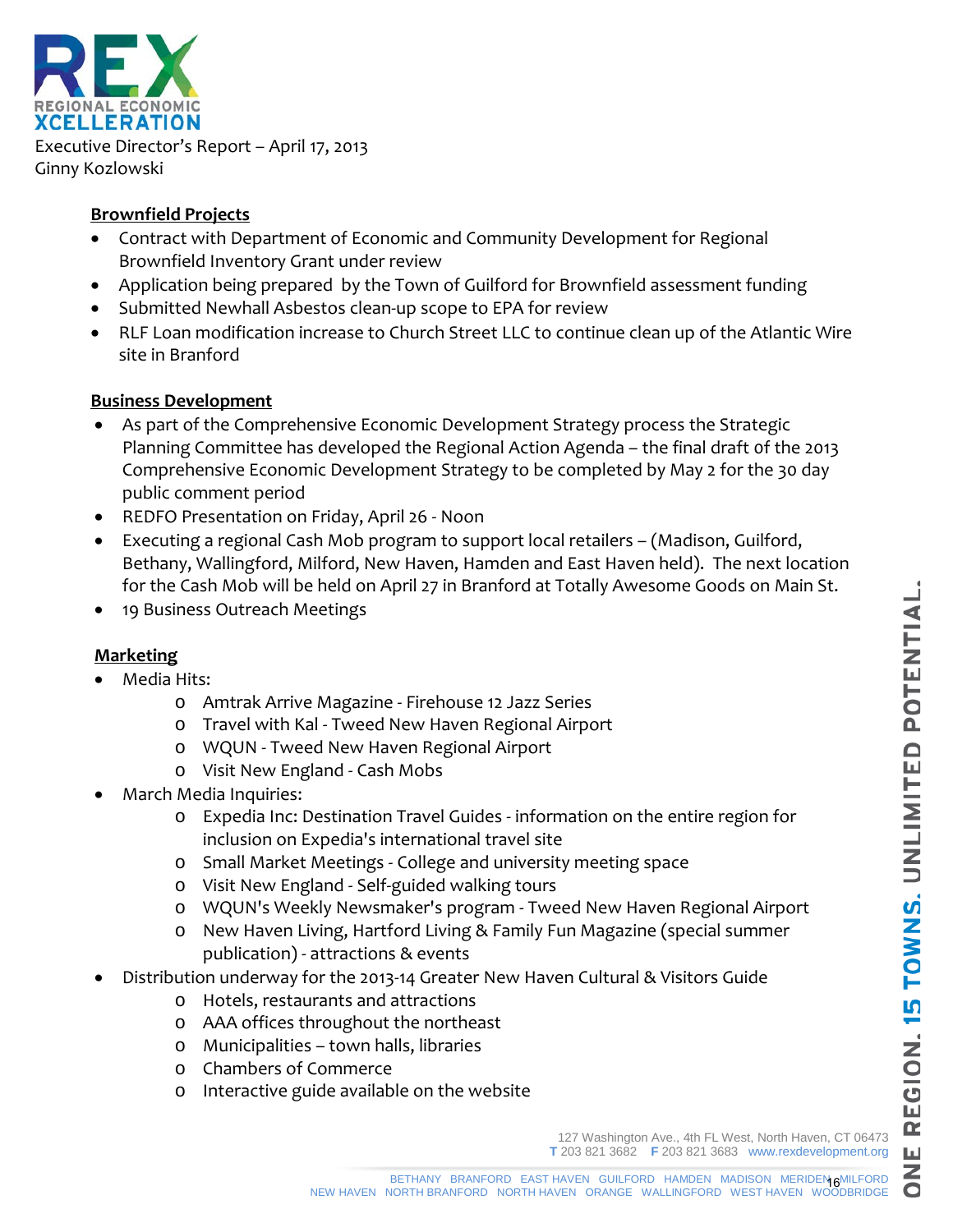REX
REGIONAL ECONOMIC XCELLERATION

Executive Director's Report – April 17, 2013
Ginny Kozlowski

**Brownfield Projects**

- Contract with Department of Economic and Community Development for Regional Brownfield Inventory Grant under review
- Application being prepared by the Town of Guilford for Brownfield assessment funding
- Submitted Newhall Asbestos clean-up scope to EPA for review
- RLF Loan modification increase to Church Street LLC to continue clean up of the Atlantic Wire site in Branford

**Business Development**

- As part of the Comprehensive Economic Development Strategy process the Strategic Planning Committee has developed the Regional Action Agenda – the final draft of the 2013 Comprehensive Economic Development Strategy to be completed by May 2 for the 30 day public comment period
- REDFO Presentation on Friday, April 26 - Noon
- Executing a regional Cash Mob program to support local retailers – (Madison, Guilford, Bethany, Wallingford, Milford, New Haven, Hamden and East Haven held). The next location for the Cash Mob will be held on April 27 in Branford at Totally Awesome Goods on Main St.
- 19 Business Outreach Meetings

**Marketing**

- Media Hits:
  - Amtrak Arrive Magazine - Firehouse 12 Jazz Series
  - Travel with Kal - Tweed New Haven Regional Airport
  - WQUN - Tweed New Haven Regional Airport
  - Visit New England - Cash Mobs
- March Media Inquiries:
  - Expedia Inc: Destination Travel Guides - information on the entire region for inclusion on Expedia's international travel site
  - Small Market Meetings - College and university meeting space
  - Visit New England - Self-guided walking tours
  - WQUN's Weekly Newsmaker's program - Tweed New Haven Regional Airport
  - New Haven Living, Hartford Living & Family Fun Magazine (special summer publication) - attractions & events
- Distribution underway for the 2013-14 Greater New Haven Cultural & Visitors Guide
  - Hotels, restaurants and attractions
  - AAA offices throughout the northeast
  - Municipalities – town halls, libraries
  - Chambers of Commerce
  - Interactive guide available on the website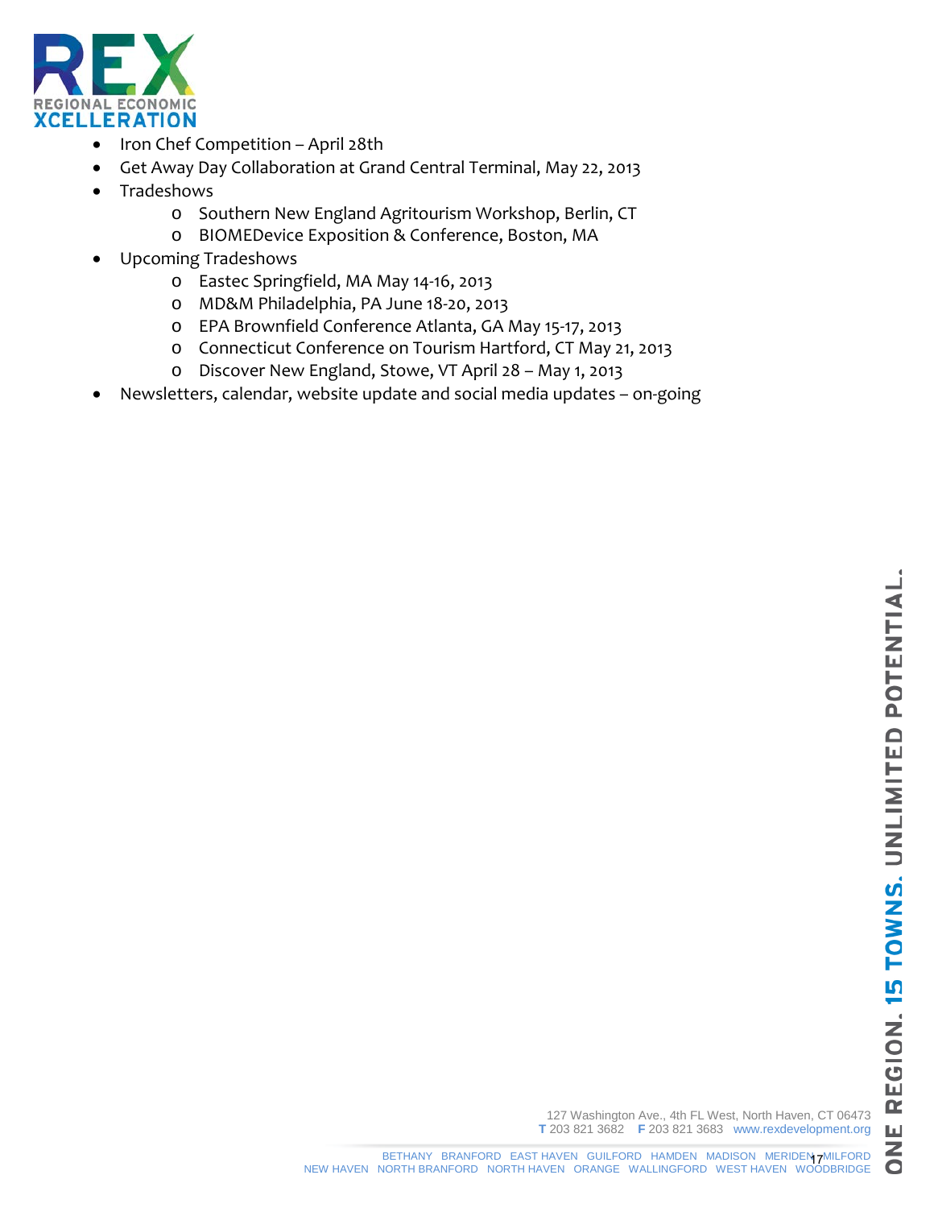- Iron Chef Competition – April 28th
- Get Away Day Collaboration at Grand Central Terminal, May 22, 2013
- Tradeshows
    - Southern New England Agritourism Workshop, Berlin, CT
    - BIOMEDevice Exposition & Conference, Boston, MA
- Upcoming Tradeshows
    - Eastec Springfield, MA May 14-16, 2013
    - MD&M Philadelphia, PA June 18-20, 2013
    - EPA Brownfield Conference Atlanta, GA May 15-17, 2013
    - Connecticut Conference on Tourism Hartford, CT May 21, 2013
    - Discover New England, Stowe, VT April 28 – May 1, 2013
- Newsletters, calendar, website update and social media updates – on-going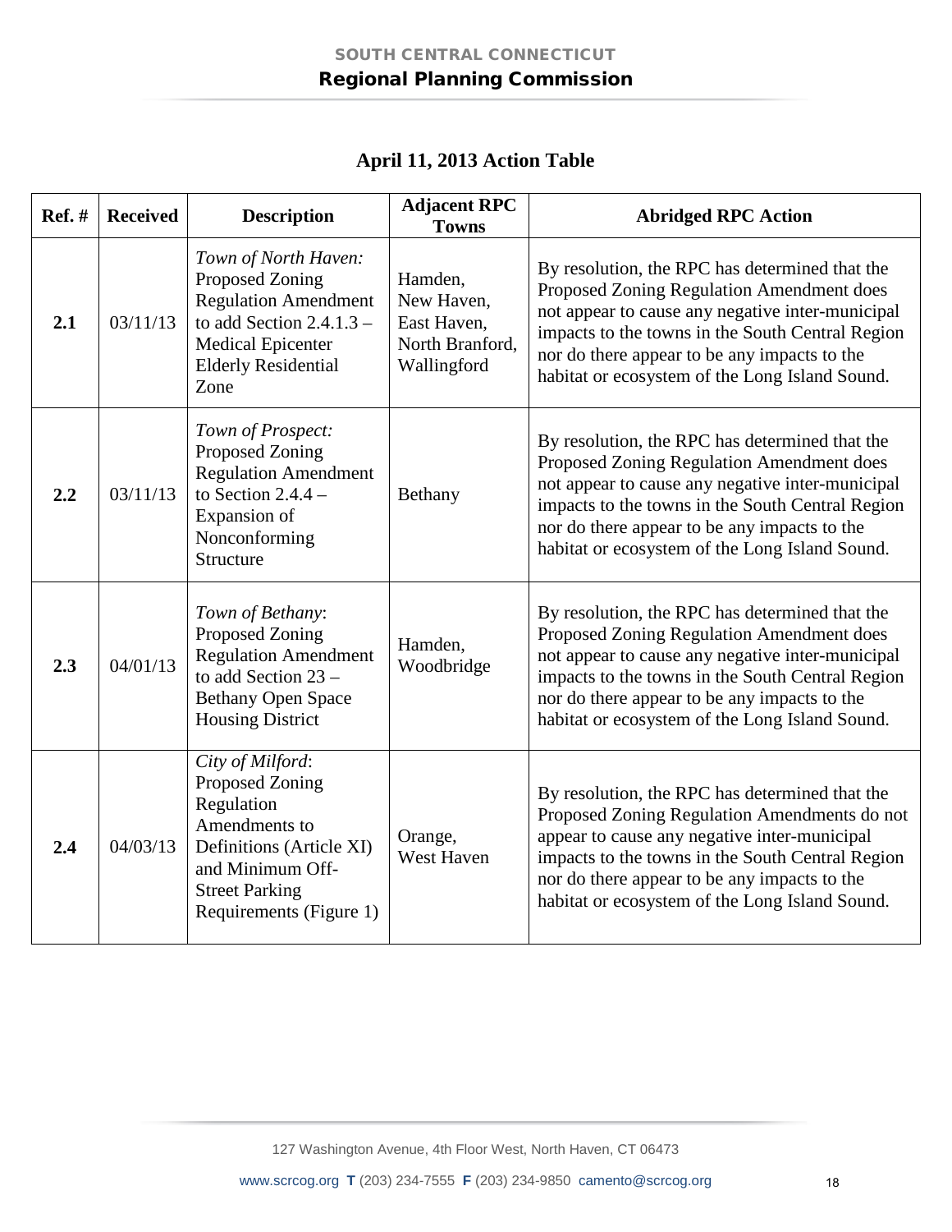# April 11, 2013 Action Table

| Ref. # | Received | Description | Adjacent RPC Towns | Abridged RPC Action |
|---|---|---|---|---|
| **2.1** | 03/11/13 | *Town of North Haven:* Proposed Zoning Regulation Amendment to add Section 2.4.1.3 – Medical Epicenter Elderly Residential Zone | Hamden, New Haven, East Haven, North Branford, Wallingford | By resolution, the RPC has determined that the Proposed Zoning Regulation Amendment does not appear to cause any negative inter-municipal impacts to the towns in the South Central Region nor do there appear to be any impacts to the habitat or ecosystem of the Long Island Sound. |
| **2.2** | 03/11/13 | *Town of Prospect:* Proposed Zoning Regulation Amendment to Section 2.4.4 – Expansion of Nonconforming Structure | Bethany | By resolution, the RPC has determined that the Proposed Zoning Regulation Amendment does not appear to cause any negative inter-municipal impacts to the towns in the South Central Region nor do there appear to be any impacts to the habitat or ecosystem of the Long Island Sound. |
| **2.3** | 04/01/13 | *Town of Bethany*: Proposed Zoning Regulation Amendment to add Section 23 – Bethany Open Space Housing District | Hamden, Woodbridge | By resolution, the RPC has determined that the Proposed Zoning Regulation Amendment does not appear to cause any negative inter-municipal impacts to the towns in the South Central Region nor do there appear to be any impacts to the habitat or ecosystem of the Long Island Sound. |
| **2.4** | 04/03/13 | *City of Milford*: Proposed Zoning Regulation Amendments to Definitions (Article XI) and Minimum Off-Street Parking Requirements (Figure 1) | Orange, West Haven | By resolution, the RPC has determined that the Proposed Zoning Regulation Amendments do not appear to cause any negative inter-municipal impacts to the towns in the South Central Region nor do there appear to be any impacts to the habitat or ecosystem of the Long Island Sound. |